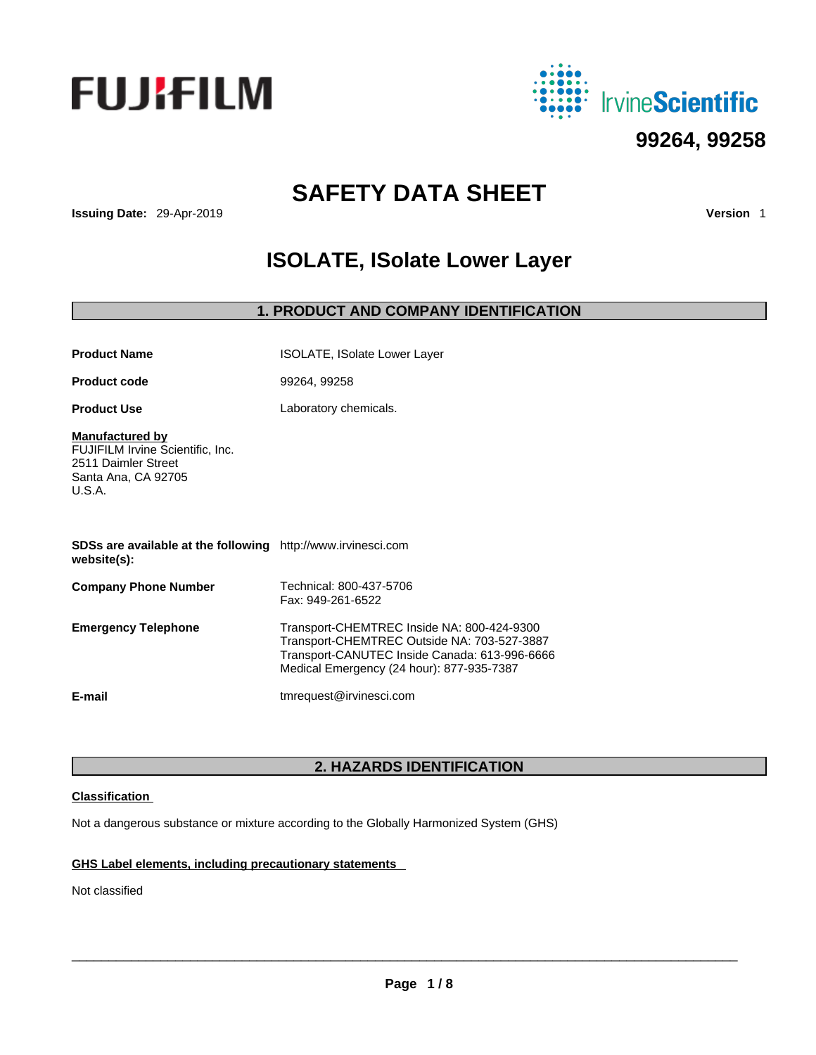FUJIFILM

IrvineScientific

**99264, 99258**

# SAFETY DATA SHEET

**Issuing Date:** 29-Apr-2019 **Version** 1

# ISOLATE, ISolate Lower Layer

## 1. PRODUCT AND COMPANY IDENTIFICATION

**Product Name** ISOLATE, ISolate Lower Layer

**Product code** 99264, 99258

**Product Use** Laboratory chemicals.

**Manufactured by**
FUJIFILM Irvine Scientific, Inc.
2511 Daimler Street
Santa Ana, CA 92705
U.S.A.

**SDSs are available at the following website(s):** http://www.irvinesci.com

**Company Phone Number** Technical: 800-437-5706
Fax: 949-261-6522

**Emergency Telephone** Transport-CHEMTREC Inside NA: 800-424-9300
Transport-CHEMTREC Outside NA: 703-527-3887
Transport-CANUTEC Inside Canada: 613-996-6666
Medical Emergency (24 hour): 877-935-7387

**E-mail** tmrequest@irvinesci.com

## 2. HAZARDS IDENTIFICATION

**Classification**

Not a dangerous substance or mixture according to the Globally Harmonized System (GHS)

**GHS Label elements, including precautionary statements**

Not classified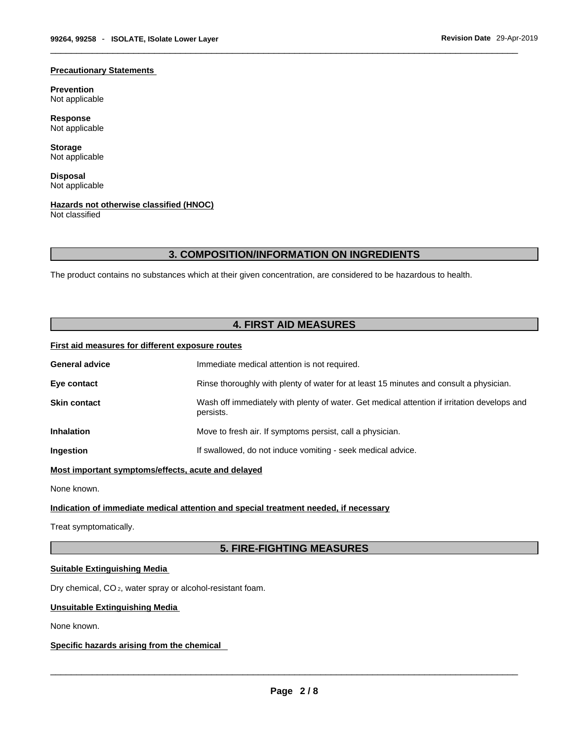**Precautionary Statements**

**Prevention**
Not applicable

**Response**
Not applicable

**Storage**
Not applicable

**Disposal**
Not applicable

**Hazards not otherwise classified (HNOC)**
Not classified

## 3. COMPOSITION/INFORMATION ON INGREDIENTS

The product contains no substances which at their given concentration, are considered to be hazardous to health.

## 4. FIRST AID MEASURES

**First aid measures for different exposure routes**

| | |
|---|---|
| **General advice** | Immediate medical attention is not required. |
| **Eye contact** | Rinse thoroughly with plenty of water for at least 15 minutes and consult a physician. |
| **Skin contact** | Wash off immediately with plenty of water. Get medical attention if irritation develops and persists. |
| **Inhalation** | Move to fresh air. If symptoms persist, call a physician. |
| **Ingestion** | If swallowed, do not induce vomiting - seek medical advice. |

**Most important symptoms/effects, acute and delayed**

None known.

**Indication of immediate medical attention and special treatment needed, if necessary**

Treat symptomatically.

## 5. FIRE-FIGHTING MEASURES

**Suitable Extinguishing Media**

Dry chemical, $CO_2$, water spray or alcohol-resistant foam.

**Unsuitable Extinguishing Media**

None known.

**Specific hazards arising from the chemical**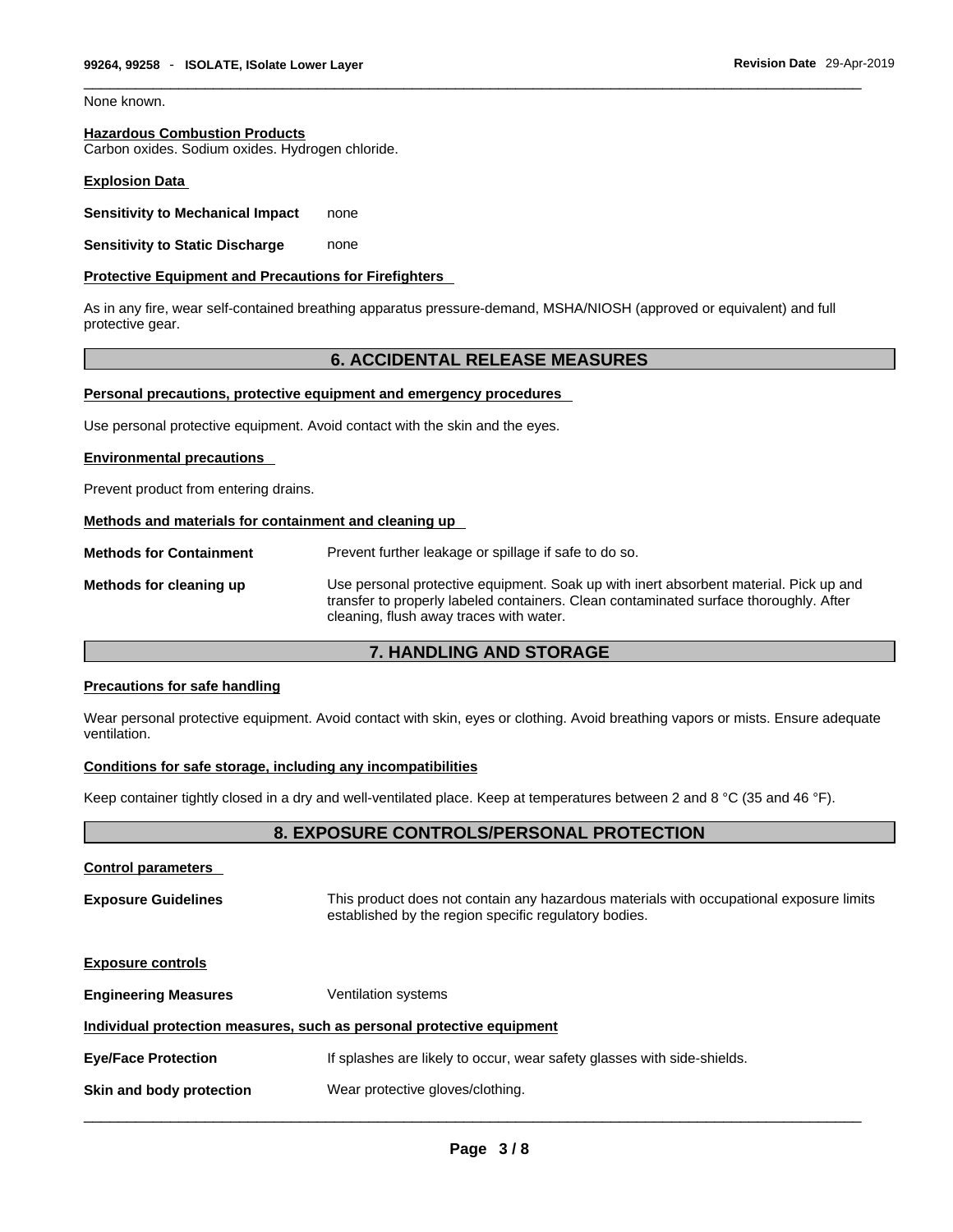None known.

**Hazardous Combustion Products**
Carbon oxides. Sodium oxides. Hydrogen chloride.

**Explosion Data**

**Sensitivity to Mechanical Impact** none

**Sensitivity to Static Discharge** none

**Protective Equipment and Precautions for Firefighters**

As in any fire, wear self-contained breathing apparatus pressure-demand, MSHA/NIOSH (approved or equivalent) and full protective gear.

## 6. ACCIDENTAL RELEASE MEASURES

**Personal precautions, protective equipment and emergency procedures**

Use personal protective equipment. Avoid contact with the skin and the eyes.

**Environmental precautions**

Prevent product from entering drains.

**Methods and materials for containment and cleaning up**

**Methods for Containment** Prevent further leakage or spillage if safe to do so.

**Methods for cleaning up** Use personal protective equipment. Soak up with inert absorbent material. Pick up and transfer to properly labeled containers. Clean contaminated surface thoroughly. After cleaning, flush away traces with water.

## 7. HANDLING AND STORAGE

**Precautions for safe handling**

Wear personal protective equipment. Avoid contact with skin, eyes or clothing. Avoid breathing vapors or mists. Ensure adequate ventilation.

**Conditions for safe storage, including any incompatibilities**

Keep container tightly closed in a dry and well-ventilated place. Keep at temperatures between 2 and 8 °C (35 and 46 °F).

## 8. EXPOSURE CONTROLS/PERSONAL PROTECTION

**Control parameters**

**Exposure Guidelines** This product does not contain any hazardous materials with occupational exposure limits established by the region specific regulatory bodies.

**Exposure controls**

**Engineering Measures** Ventilation systems

**Individual protection measures, such as personal protective equipment**

**Eye/Face Protection** If splashes are likely to occur, wear safety glasses with side-shields.

**Skin and body protection** Wear protective gloves/clothing.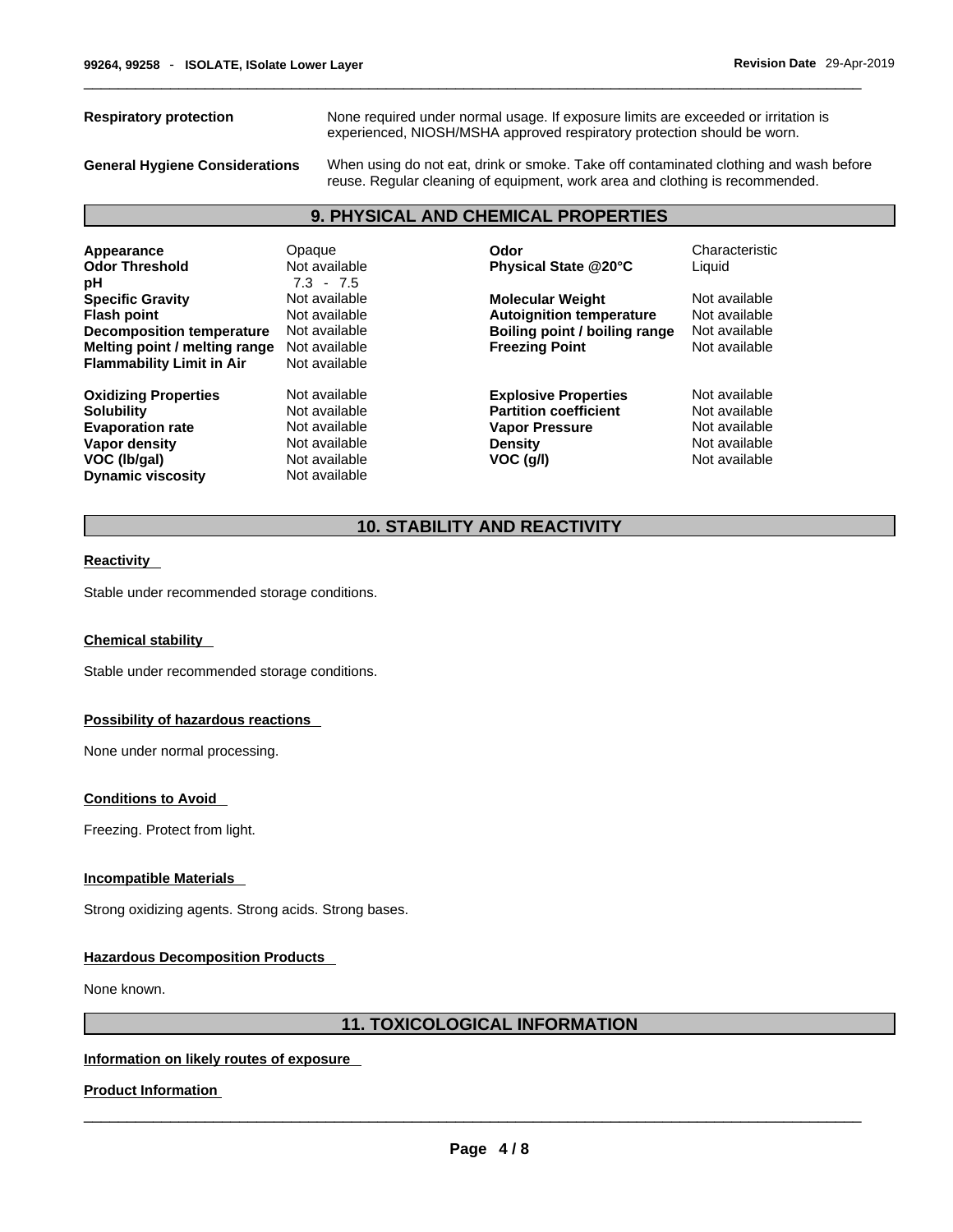**Respiratory protection** None required under normal usage. If exposure limits are exceeded or irritation is experienced, NIOSH/MSHA approved respiratory protection should be worn.

**General Hygiene Considerations** When using do not eat, drink or smoke. Take off contaminated clothing and wash before reuse. Regular cleaning of equipment, work area and clothing is recommended.

## 9. PHYSICAL AND CHEMICAL PROPERTIES

| | | | |
|---|---|---|---|
| **Appearance** | Opaque | **Odor** | Characteristic |
| **Odor Threshold** | Not available | **Physical State @20°C** | Liquid |
| **pH** | 7.3 - 7.5 | | |
| **Specific Gravity** | Not available | **Molecular Weight** | Not available |
| **Flash point** | Not available | **Autoignition temperature** | Not available |
| **Decomposition temperature** | Not available | **Boiling point / boiling range** | Not available |
| **Melting point / melting range** | Not available | **Freezing Point** | Not available |
| **Flammability Limit in Air** | Not available | | |
| **Oxidizing Properties** | Not available | **Explosive Properties** | Not available |
| **Solubility** | Not available | **Partition coefficient** | Not available |
| **Evaporation rate** | Not available | **Vapor Pressure** | Not available |
| **Vapor density** | Not available | **Density** | Not available |
| **VOC (lb/gal)** | Not available | **VOC (g/l)** | Not available |
| **Dynamic viscosity** | Not available | | |

## 10. STABILITY AND REACTIVITY

**Reactivity**

Stable under recommended storage conditions.

**Chemical stability**

Stable under recommended storage conditions.

**Possibility of hazardous reactions**

None under normal processing.

**Conditions to Avoid**

Freezing. Protect from light.

**Incompatible Materials**

Strong oxidizing agents. Strong acids. Strong bases.

**Hazardous Decomposition Products**

None known.

## 11. TOXICOLOGICAL INFORMATION

**Information on likely routes of exposure**

**Product Information**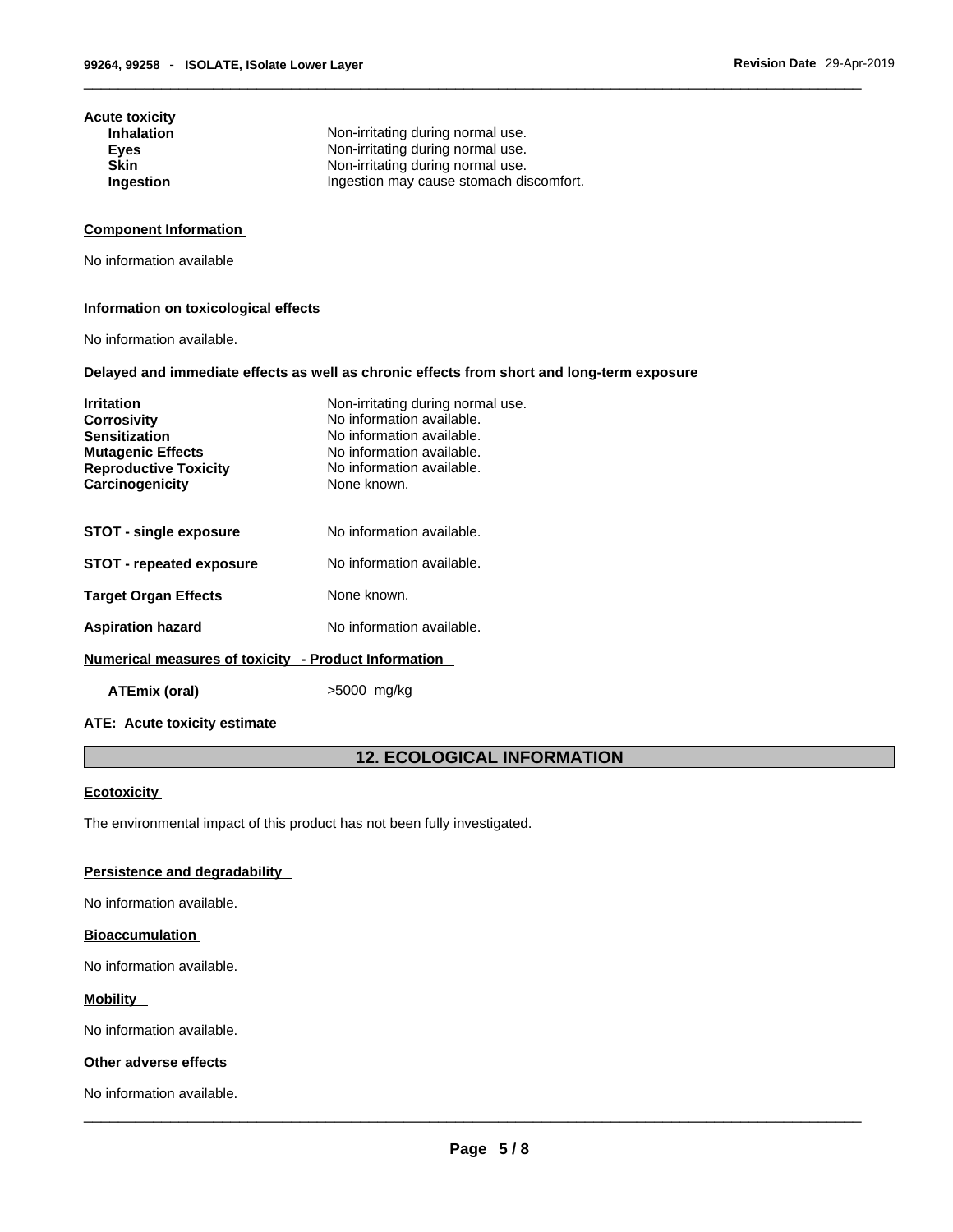**Acute toxicity**

| | |
|---|---|
| **Inhalation** | Non-irritating during normal use. |
| **Eyes** | Non-irritating during normal use. |
| **Skin** | Non-irritating during normal use. |
| **Ingestion** | Ingestion may cause stomach discomfort. |

**Component Information**

No information available

**Information on toxicological effects**

No information available.

**Delayed and immediate effects as well as chronic effects from short and long-term exposure**

| | |
|---|---|
| **Irritation** | Non-irritating during normal use. |
| **Corrosivity** | No information available. |
| **Sensitization** | No information available. |
| **Mutagenic Effects** | No information available. |
| **Reproductive Toxicity** | No information available. |
| **Carcinogenicity** | None known. |
| **STOT - single exposure** | No information available. |
| **STOT - repeated exposure** | No information available. |
| **Target Organ Effects** | None known. |
| **Aspiration hazard** | No information available. |

**Numerical measures of toxicity - Product Information**

**ATEmix (oral)** >5000 mg/kg

**ATE: Acute toxicity estimate**

## 12. ECOLOGICAL INFORMATION

**Ecotoxicity**

The environmental impact of this product has not been fully investigated.

**Persistence and degradability**

No information available.

**Bioaccumulation**

No information available.

**Mobility**

No information available.

**Other adverse effects**

No information available.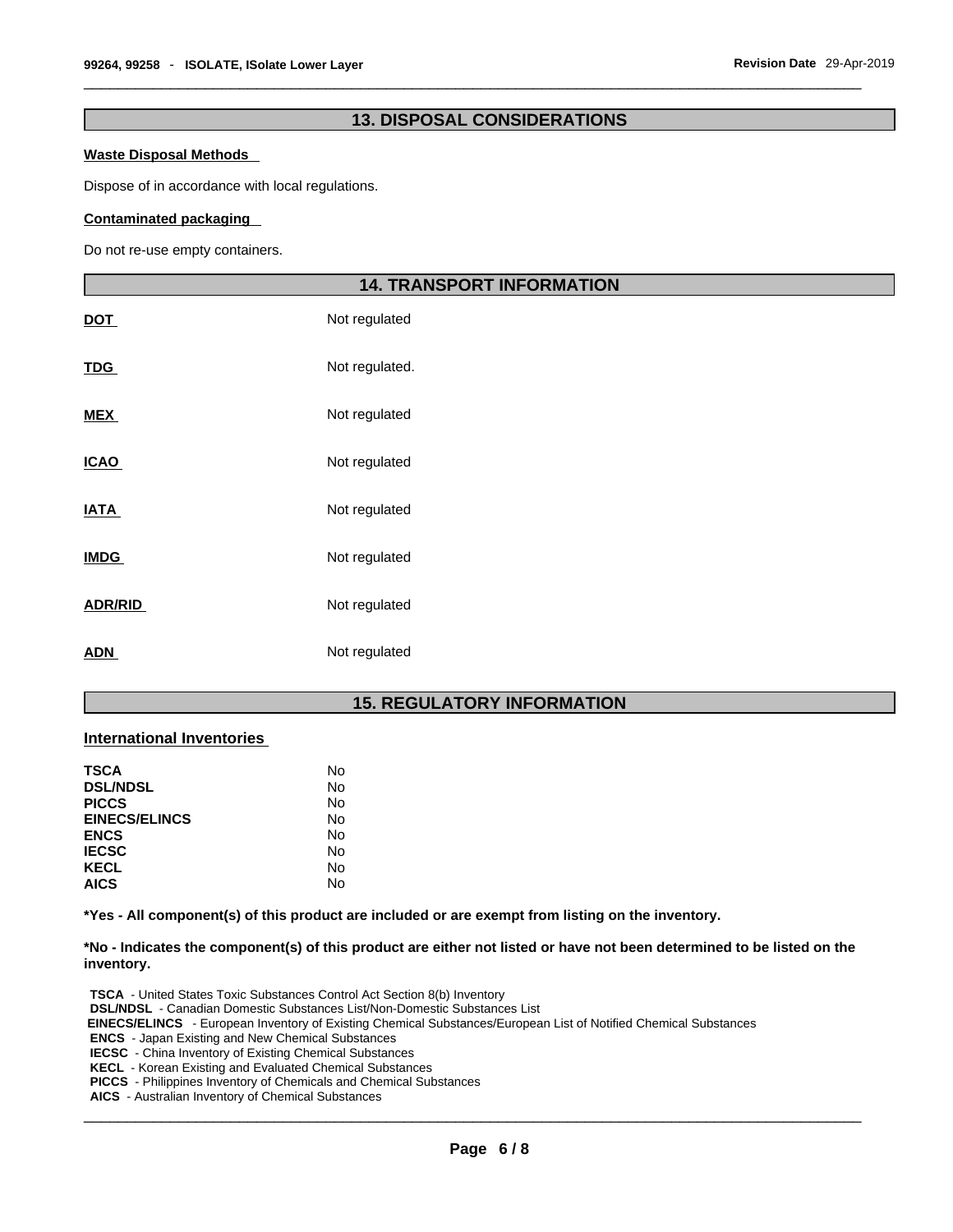## 13. DISPOSAL CONSIDERATIONS

**Waste Disposal Methods**

Dispose of in accordance with local regulations.

**Contaminated packaging**

Do not re-use empty containers.

## 14. TRANSPORT INFORMATION

| | |
|---|---|
| **DOT** | Not regulated |
| **TDG** | Not regulated. |
| **MEX** | Not regulated |
| **ICAO** | Not regulated |
| **IATA** | Not regulated |
| **IMDG** | Not regulated |
| **ADR/RID** | Not regulated |
| **ADN** | Not regulated |

## 15. REGULATORY INFORMATION

**International Inventories**

| | |
|---|---|
| **TSCA** | No |
| **DSL/NDSL** | No |
| **PICCS** | No |
| **EINECS/ELINCS** | No |
| **ENCS** | No |
| **IECSC** | No |
| **KECL** | No |
| **AICS** | No |

**\*Yes - All component(s) of this product are included or are exempt from listing on the inventory.**

**\*No - Indicates the component(s) of this product are either not listed or have not been determined to be listed on the inventory.**

**TSCA** - United States Toxic Substances Control Act Section 8(b) Inventory
**DSL/NDSL** - Canadian Domestic Substances List/Non-Domestic Substances List
**EINECS/ELINCS** - European Inventory of Existing Chemical Substances/European List of Notified Chemical Substances
**ENCS** - Japan Existing and New Chemical Substances
**IECSC** - China Inventory of Existing Chemical Substances
**KECL** - Korean Existing and Evaluated Chemical Substances
**PICCS** - Philippines Inventory of Chemicals and Chemical Substances
**AICS** - Australian Inventory of Chemical Substances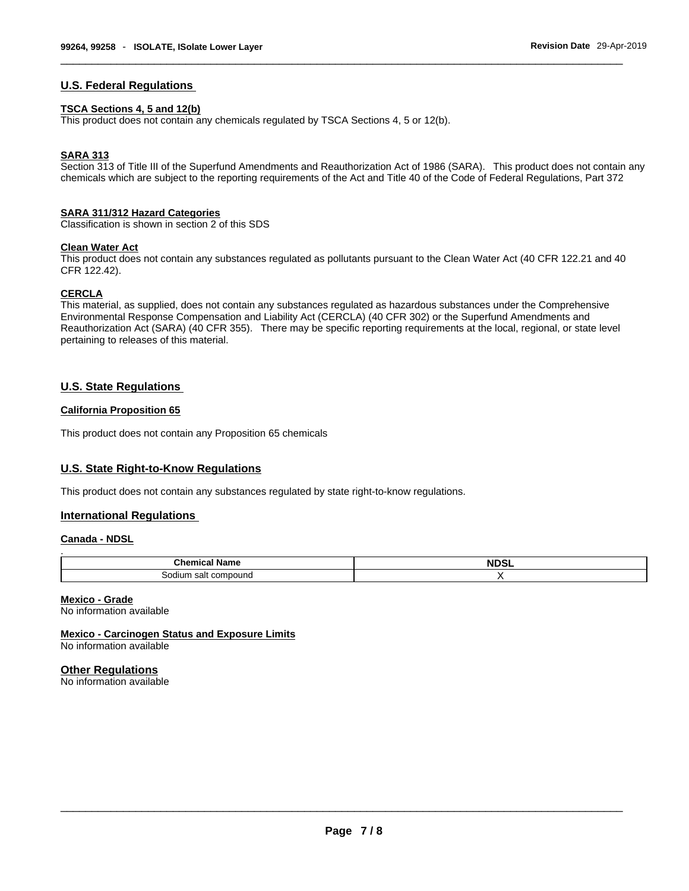## U.S. Federal Regulations

### TSCA Sections 4, 5 and 12(b)

This product does not contain any chemicals regulated by TSCA Sections 4, 5 or 12(b).

### SARA 313

Section 313 of Title III of the Superfund Amendments and Reauthorization Act of 1986 (SARA). This product does not contain any chemicals which are subject to the reporting requirements of the Act and Title 40 of the Code of Federal Regulations, Part 372

### SARA 311/312 Hazard Categories

Classification is shown in section 2 of this SDS

### Clean Water Act

This product does not contain any substances regulated as pollutants pursuant to the Clean Water Act (40 CFR 122.21 and 40 CFR 122.42).

### CERCLA

This material, as supplied, does not contain any substances regulated as hazardous substances under the Comprehensive Environmental Response Compensation and Liability Act (CERCLA) (40 CFR 302) or the Superfund Amendments and Reauthorization Act (SARA) (40 CFR 355). There may be specific reporting requirements at the local, regional, or state level pertaining to releases of this material.

## U.S. State Regulations

### California Proposition 65

This product does not contain any Proposition 65 chemicals

## U.S. State Right-to-Know Regulations

This product does not contain any substances regulated by state right-to-know regulations.

## International Regulations

### Canada - NDSL

.

| Chemical Name | NDSL |
|---|---|
| Sodium salt compound | X |

### Mexico - Grade

No information available

### Mexico - Carcinogen Status and Exposure Limits

No information available

## Other Regulations

No information available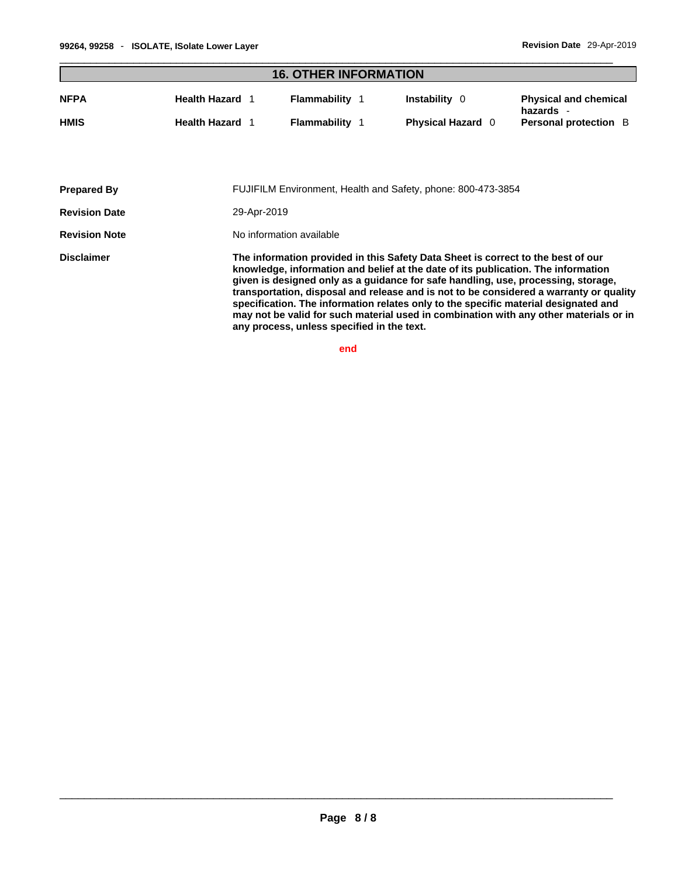## 16. OTHER INFORMATION

| | | | | |
|---|---|---|---|---|
| **NFPA** | **Health Hazard** 1 | **Flammability** 1 | **Instability** 0 | **Physical and chemical hazards** - |
| **HMIS** | **Health Hazard** 1 | **Flammability** 1 | **Physical Hazard** 0 | **Personal protection** B |

**Prepared By** FUJIFILM Environment, Health and Safety, phone: 800-473-3854

**Revision Date** 29-Apr-2019

**Revision Note** No information available

**Disclaimer** **The information provided in this Safety Data Sheet is correct to the best of our knowledge, information and belief at the date of its publication. The information given is designed only as a guidance for safe handling, use, processing, storage, transportation, disposal and release and is not to be considered a warranty or quality specification. The information relates only to the specific material designated and may not be valid for such material used in combination with any other materials or in any process, unless specified in the text.**

**end**